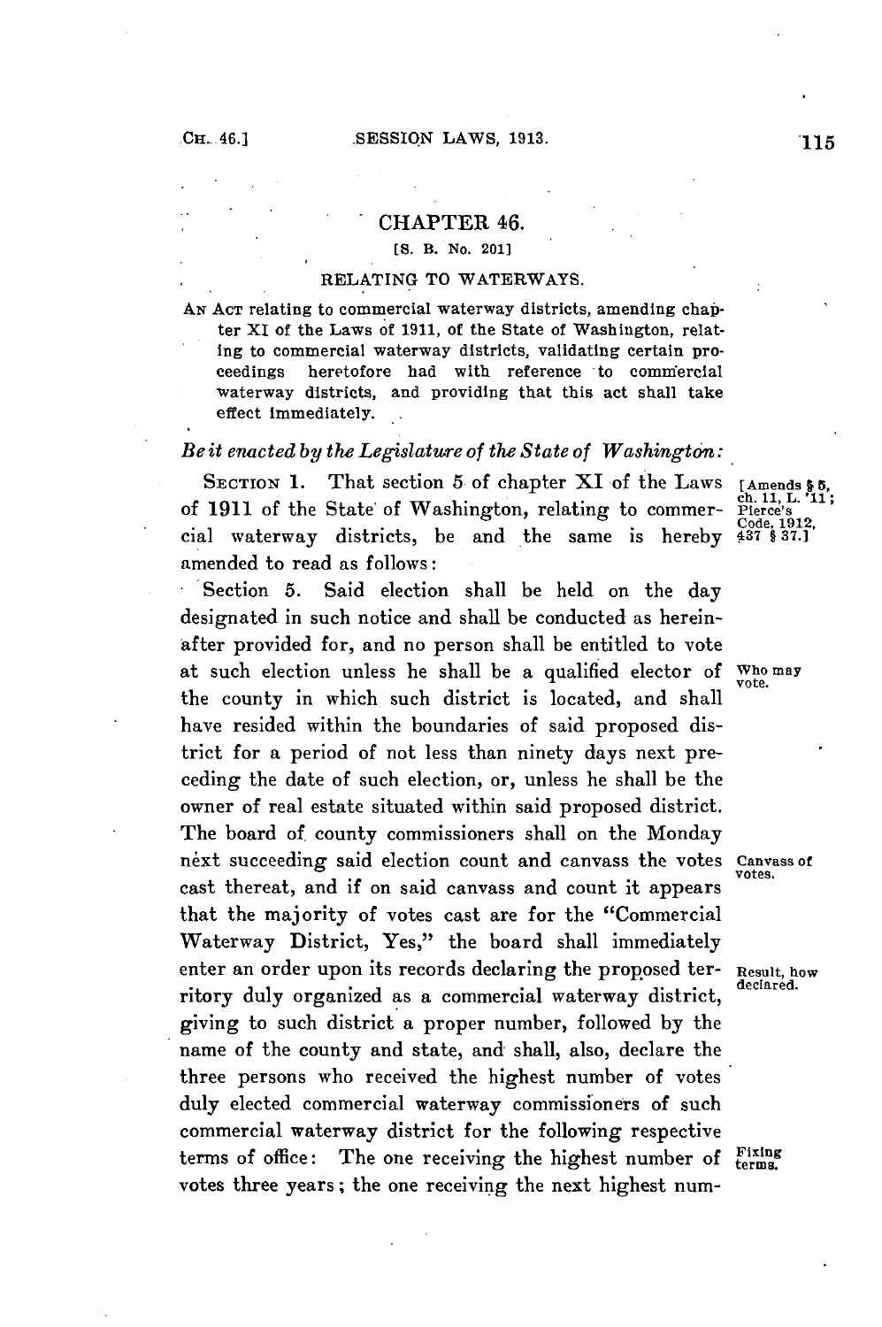# CHAPTER 46.

[S. B. No. 201]

## RELATING TO WATERWAYS.

AN ACT relating to commercial waterway districts, amending chapter XI of the Laws of 1911, of the State of Washington, relating to commercial waterway districts, validating certain proceedings heretofore had with reference to commercial waterway districts, and providing that this act shall take effect immediately.

*Be it enacted by the Legislature of the State of Washington:*

SECTION 1. That section 5 of chapter XI of the Laws of 1911 of the State of Washington, relating to commercial waterway districts, be and the same is hereby amended to read as follows:

[Amends § 5, ch. 11, L. '11; Pierce's Code, 1912, 437 § 37.]

Section 5. Said election shall be held on the day designated in such notice and shall be conducted as hereinafter provided for, and no person shall be entitled to vote at such election unless he shall be a qualified elector of the county in which such district is located, and shall have resided within the boundaries of said proposed district for a period of not less than ninety days next preceding the date of such election, or, unless he shall be the owner of real estate situated within said proposed district. The board of county commissioners shall on the Monday next succeeding said election count and canvass the votes cast thereat, and if on said canvass and count it appears that the majority of votes cast are for the "Commercial Waterway District, Yes," the board shall immediately enter an order upon its records declaring the proposed territory duly organized as a commercial waterway district, giving to such district a proper number, followed by the name of the county and state, and shall, also, declare the three persons who received the highest number of votes duly elected commercial waterway commissioners of such commercial waterway district for the following respective terms of office: The one receiving the highest number of votes three years; the one receiving the next highest num-

Who may vote.

Canvass of votes.

Result, how declared.

Fixing terms.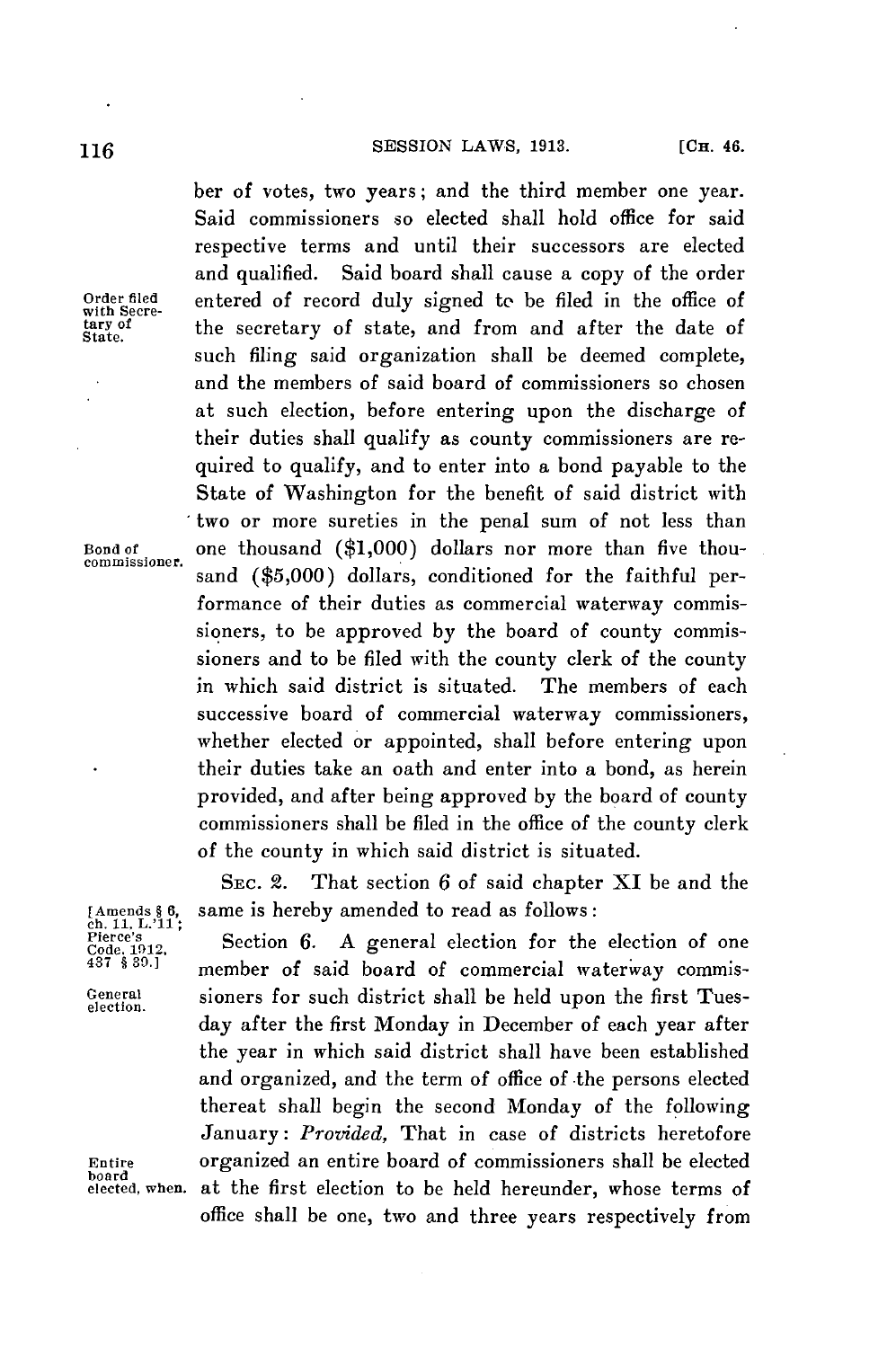ber of votes, two years; and the third member one year. Said commissioners so elected shall hold office for said respective terms and until their successors are elected and qualified. Said board shall cause a copy of the order entered of record duly signed to be filed in the office of the secretary of state, and from and after the date of such filing said organization shall be deemed complete, and the members of said board of commissioners so chosen at such election, before entering upon the discharge of their duties shall qualify as county commissioners are required to qualify, and to enter into a bond payable to the State of Washington for the benefit of said district with two or more sureties in the penal sum of not less than one thousand ($1,000) dollars nor more than five thousand ($5,000) dollars, conditioned for the faithful performance of their duties as commercial waterway commissioners, to be approved by the board of county commissioners and to be filed with the county clerk of the county in which said district is situated. The members of each successive board of commercial waterway commissioners, whether elected or appointed, shall before entering upon their duties take an oath and enter into a bond, as herein provided, and after being approved by the board of county commissioners shall be filed in the office of the county clerk of the county in which said district is situated.

Order filed with Secretary of State.

Bond of commissioner.

SEC. 2. That section 6 of said chapter XI be and the same is hereby amended to read as follows:

[Amends § 6, ch. 11, L.'11; Pierce's Code, 1912, 437 § 39.]

Section 6. A general election for the election of one member of said board of commercial waterway commissioners for such district shall be held upon the first Tuesday after the first Monday in December of each year after the year in which said district shall have been established and organized, and the term of office of the persons elected thereat shall begin the second Monday of the following January: *Provided,* That in case of districts heretofore organized an entire board of commissioners shall be elected at the first election to be held hereunder, whose terms of office shall be one, two and three years respectively from

General election.

Entire board elected, when.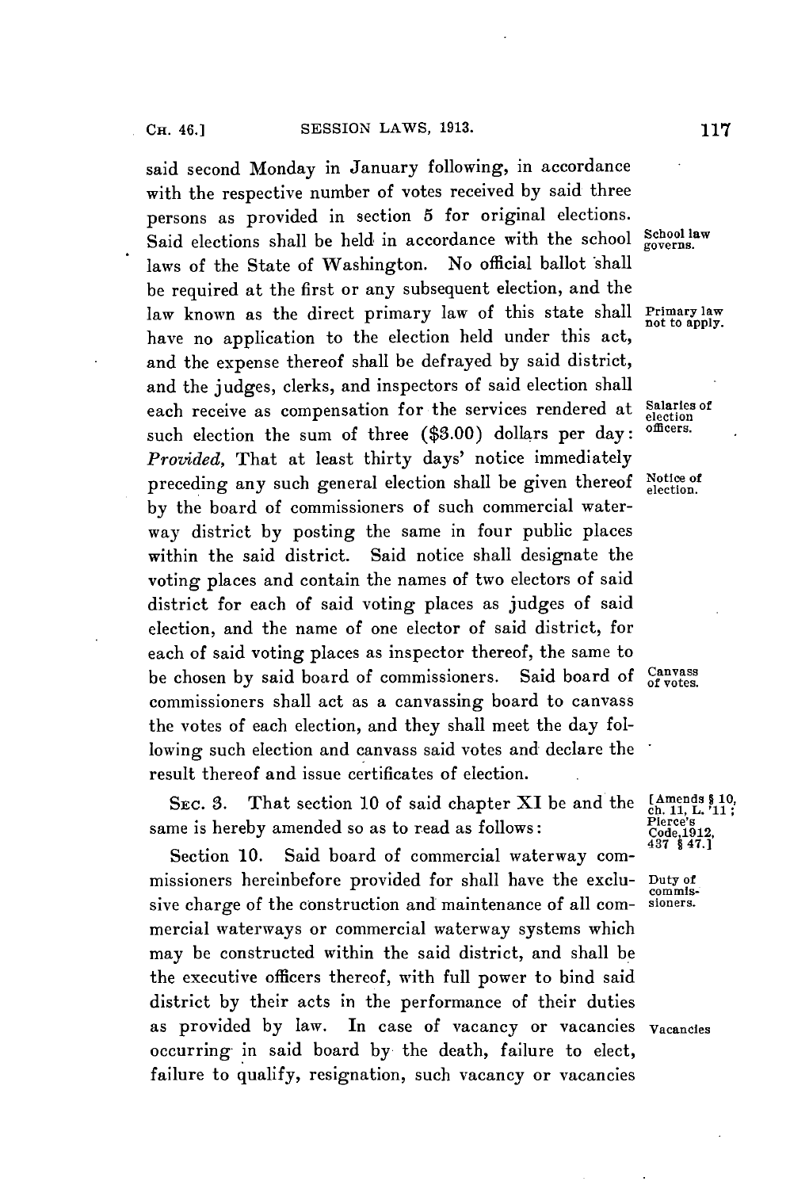said second Monday in January following, in accordance with the respective number of votes received by said three persons as provided in section 5 for original elections. Said elections shall be held in accordance with the school laws of the State of Washington. No official ballot shall be required at the first or any subsequent election, and the law known as the direct primary law of this state shall have no application to the election held under this act, and the expense thereof shall be defrayed by said district, and the judges, clerks, and inspectors of said election shall each receive as compensation for the services rendered at such election the sum of three ($3.00) dollars per day: *Provided*, That at least thirty days' notice immediately preceding any such general election shall be given thereof by the board of commissioners of such commercial waterway district by posting the same in four public places within the said district. Said notice shall designate the voting places and contain the names of two electors of said district for each of said voting places as judges of said election, and the name of one elector of said district, for each of said voting places as inspector thereof, the same to be chosen by said board of commissioners. Said board of commissioners shall act as a canvassing board to canvass the votes of each election, and they shall meet the day following such election and canvass said votes and declare the result thereof and issue certificates of election.

School law governs.

Primary law not to apply.

Salaries of election officers.

Notice of election.

Canvass of votes.

SEC. 3. That section 10 of said chapter XI be and the same is hereby amended so as to read as follows:

[Amends § 10, ch. 11, L. '11; Pierce's Code, 1912, 437 § 47.]

Section 10. Said board of commercial waterway commissioners hereinbefore provided for shall have the exclusive charge of the construction and maintenance of all commercial waterways or commercial waterway systems which may be constructed within the said district, and shall be the executive officers thereof, with full power to bind said district by their acts in the performance of their duties as provided by law. In case of vacancy or vacancies occurring in said board by the death, failure to elect, failure to qualify, resignation, such vacancy or vacancies

Duty of commissioners.

Vacancies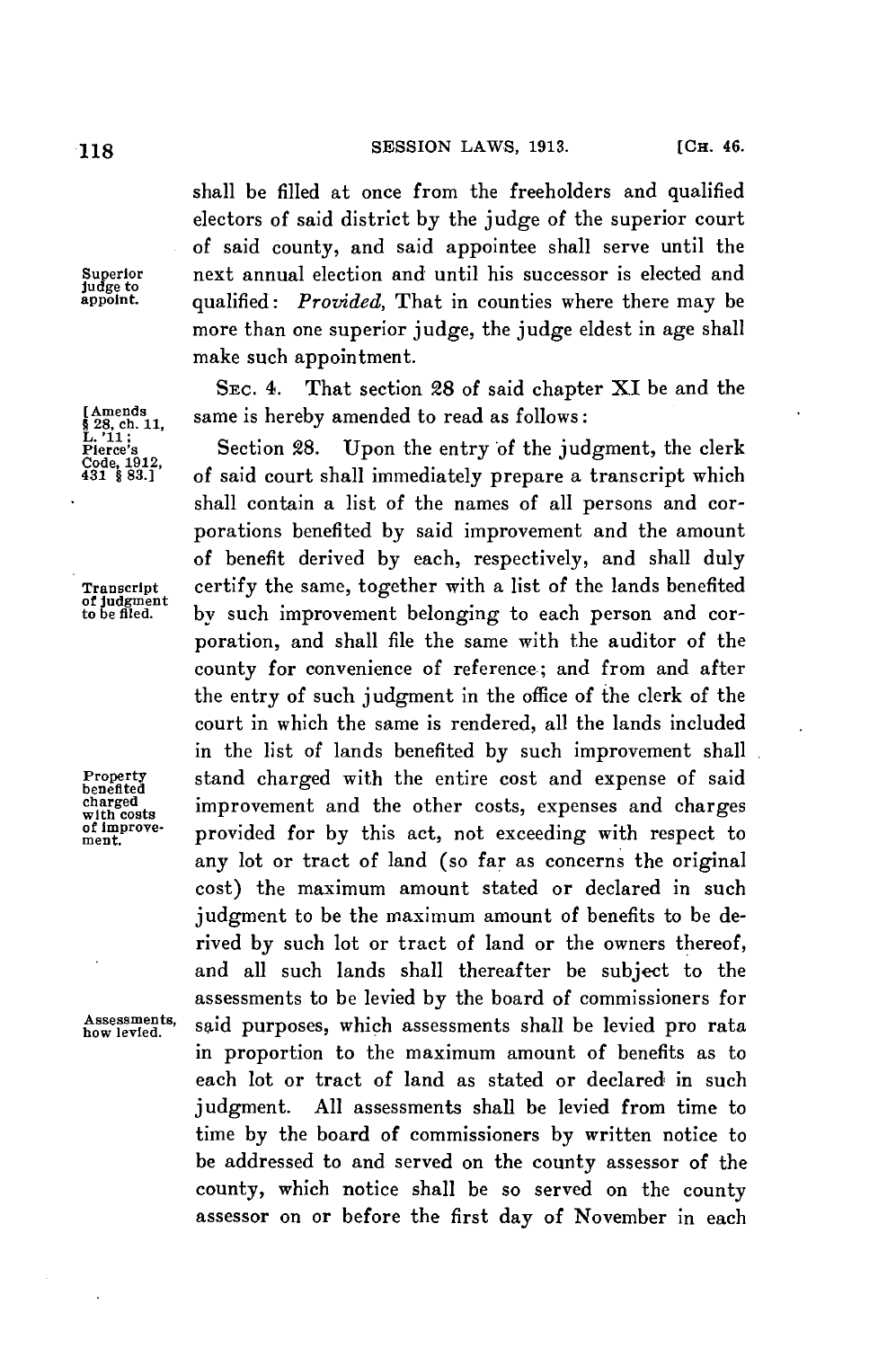shall be filled at once from the freeholders and qualified electors of said district by the judge of the superior court of said county, and said appointee shall serve until the next annual election and until his successor is elected and qualified: *Provided*, That in counties where there may be more than one superior judge, the judge eldest in age shall make such appointment.

Superior judge to appoint.

SEC. 4. That section 28 of said chapter XI be and the same is hereby amended to read as follows:

[Amends § 28, ch. 11, L. '11; Pierce's Code, 1912, 431 § 83.]

Section 28. Upon the entry of the judgment, the clerk of said court shall immediately prepare a transcript which shall contain a list of the names of all persons and corporations benefited by said improvement and the amount of benefit derived by each, respectively, and shall duly certify the same, together with a list of the lands benefited by such improvement belonging to each person and corporation, and shall file the same with the auditor of the county for convenience of reference; and from and after the entry of such judgment in the office of the clerk of the court in which the same is rendered, all the lands included in the list of lands benefited by such improvement shall stand charged with the entire cost and expense of said improvement and the other costs, expenses and charges provided for by this act, not exceeding with respect to any lot or tract of land (so far as concerns the original cost) the maximum amount stated or declared in such judgment to be the maximum amount of benefits to be derived by such lot or tract of land or the owners thereof, and all such lands shall thereafter be subject to the assessments to be levied by the board of commissioners for said purposes, which assessments shall be levied pro rata in proportion to the maximum amount of benefits as to each lot or tract of land as stated or declared in such judgment. All assessments shall be levied from time to time by the board of commissioners by written notice to be addressed to and served on the county assessor of the county, which notice shall be so served on the county assessor on or before the first day of November in each

Transcript of judgment to be filed.

Property benefited charged with costs of improvement.

Assessments, how levied.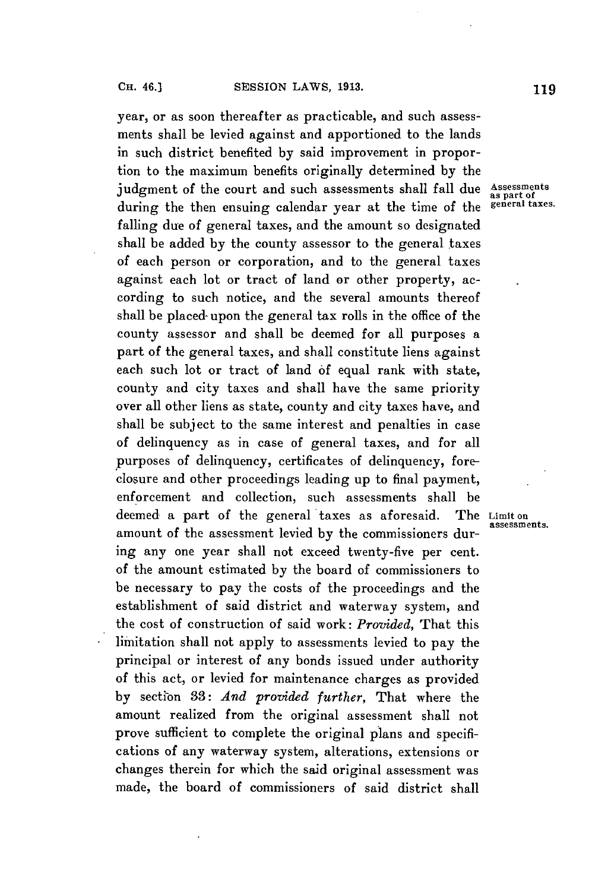year, or as soon thereafter as practicable, and such assessments shall be levied against and apportioned to the lands in such district benefited by said improvement in proportion to the maximum benefits originally determined by the judgment of the court and such assessments shall fall due during the then ensuing calendar year at the time of the falling due of general taxes, and the amount so designated shall be added by the county assessor to the general taxes of each person or corporation, and to the general taxes against each lot or tract of land or other property, according to such notice, and the several amounts thereof shall be placed upon the general tax rolls in the office of the county assessor and shall be deemed for all purposes a part of the general taxes, and shall constitute liens against each such lot or tract of land of equal rank with state, county and city taxes and shall have the same priority over all other liens as state, county and city taxes have, and shall be subject to the same interest and penalties in case of delinquency as in case of general taxes, and for all purposes of delinquency, certificates of delinquency, foreclosure and other proceedings leading up to final payment, enforcement and collection, such assessments shall be deemed a part of the general taxes as aforesaid. The amount of the assessment levied by the commissioners during any one year shall not exceed twenty-five per cent. of the amount estimated by the board of commissioners to be necessary to pay the costs of the proceedings and the establishment of said district and waterway system, and the cost of construction of said work: *Provided,* That this limitation shall not apply to assessments levied to pay the principal or interest of any bonds issued under authority of this act, or levied for maintenance charges as provided by section 33: *And provided further,* That where the amount realized from the original assessment shall not prove sufficient to complete the original plans and specifications of any waterway system, alterations, extensions or changes therein for which the said original assessment was made, the board of commissioners of said district shall

Assessments as part of general taxes.

Limit on assessments.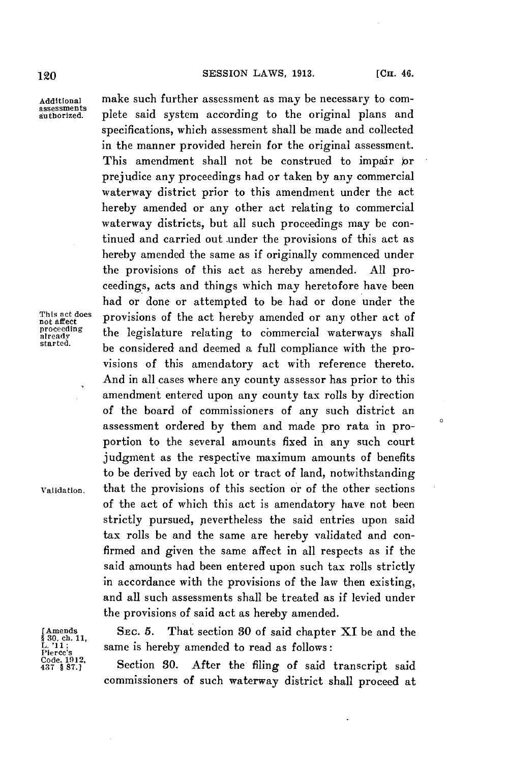make such further assessment as may be necessary to complete said system according to the original plans and specifications, which assessment shall be made and collected in the manner provided herein for the original assessment. This amendment shall not be construed to impair or prejudice any proceedings had or taken by any commercial waterway district prior to this amendment under the act hereby amended or any other act relating to commercial waterway districts, but all such proceedings may be continued and carried out under the provisions of this act as hereby amended the same as if originally commenced under the provisions of this act as hereby amended. All proceedings, acts and things which may heretofore have been had or done or attempted to be had or done under the provisions of the act hereby amended or any other act of the legislature relating to commercial waterways shall be considered and deemed a full compliance with the provisions of this amendatory act with reference thereto. And in all cases where any county assessor has prior to this amendment entered upon any county tax rolls by direction of the board of commissioners of any such district an assessment ordered by them and made pro rata in proportion to the several amounts fixed in any such court judgment as the respective maximum amounts of benefits to be derived by each lot or tract of land, notwithstanding that the provisions of this section or of the other sections of the act of which this act is amendatory have not been strictly pursued, nevertheless the said entries upon said tax rolls be and the same are hereby validated and confirmed and given the same affect in all respects as if the said amounts had been entered upon such tax rolls strictly in accordance with the provisions of the law then existing, and all such assessments shall be treated as if levied under the provisions of said act as hereby amended.

Additional assessments authorized.

This act does not affect proceeding already started.

Validation.

[Amends § 30, ch. 11, L. '11; Pierce's Code, 1912, 437 § 87.]

SEC. 5. That section 30 of said chapter XI be and the same is hereby amended to read as follows:

Section 30. After the filing of said transcript said commissioners of such waterway district shall proceed at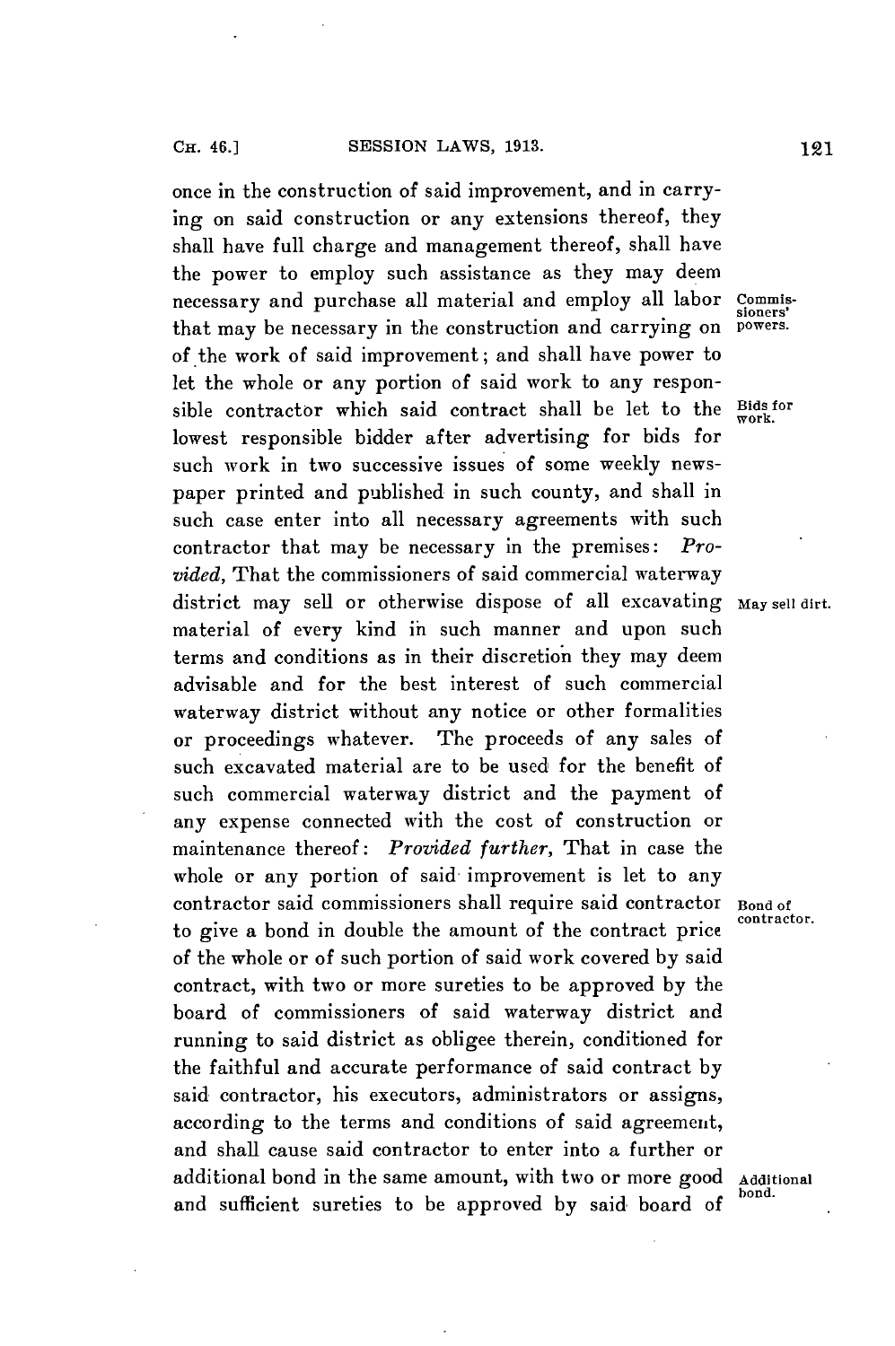once in the construction of said improvement, and in carrying on said construction or any extensions thereof, they shall have full charge and management thereof, shall have the power to employ such assistance as they may deem necessary and purchase all material and employ all labor that may be necessary in the construction and carrying on of the work of said improvement; and shall have power to let the whole or any portion of said work to any responsible contractor which said contract shall be let to the lowest responsible bidder after advertising for bids for such work in two successive issues of some weekly newspaper printed and published in such county, and shall in such case enter into all necessary agreements with such contractor that may be necessary in the premises: *Provided,* That the commissioners of said commercial waterway district may sell or otherwise dispose of all excavating material of every kind in such manner and upon such terms and conditions as in their discretion they may deem advisable and for the best interest of such commercial waterway district without any notice or other formalities or proceedings whatever. The proceeds of any sales of such excavated material are to be used for the benefit of such commercial waterway district and the payment of any expense connected with the cost of construction or maintenance thereof: *Provided further,* That in case the whole or any portion of said improvement is let to any contractor said commissioners shall require said contractor to give a bond in double the amount of the contract price of the whole or of such portion of said work covered by said contract, with two or more sureties to be approved by the board of commissioners of said waterway district and running to said district as obligee therein, conditioned for the faithful and accurate performance of said contract by said contractor, his executors, administrators or assigns, according to the terms and conditions of said agreement, and shall cause said contractor to enter into a further or additional bond in the same amount, with two or more good and sufficient sureties to be approved by said board of

Commissioners' powers.

Bids for work.

May sell dirt.

Bond of contractor.

Additional bond.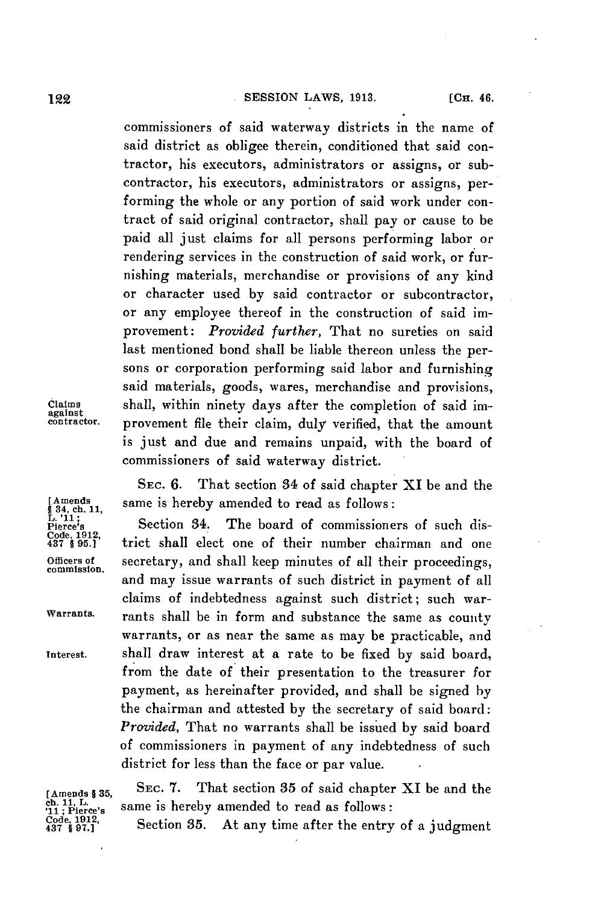commissioners of said waterway districts in the name of said district as obligee therein, conditioned that said contractor, his executors, administrators or assigns, or subcontractor, his executors, administrators or assigns, performing the whole or any portion of said work under contract of said original contractor, shall pay or cause to be paid all just claims for all persons performing labor or rendering services in the construction of said work, or furnishing materials, merchandise or provisions of any kind or character used by said contractor or subcontractor, or any employee thereof in the construction of said improvement: *Provided further*, That no sureties on said last mentioned bond shall be liable thereon unless the persons or corporation performing said labor and furnishing said materials, goods, wares, merchandise and provisions, shall, within ninety days after the completion of said improvement file their claim, duly verified, that the amount is just and due and remains unpaid, with the board of commissioners of said waterway district.

Claims against contractor.

SEC. 6. That section 34 of said chapter XI be and the same is hereby amended to read as follows:

[Amends § 34, ch. 11, L. '11; Pierce's Code, 1912, 437 § 95.]

Section 34. The board of commissioners of such district shall elect one of their number chairman and one secretary, and shall keep minutes of all their proceedings, and may issue warrants of such district in payment of all claims of indebtedness against such district; such warrants shall be in form and substance the same as county warrants, or as near the same as may be practicable, and shall draw interest at a rate to be fixed by said board, from the date of their presentation to the treasurer for payment, as hereinafter provided, and shall be signed by the chairman and attested by the secretary of said board: *Provided*, That no warrants shall be issued by said board of commissioners in payment of any indebtedness of such district for less than the face or par value.

Officers of commission.

Warrants.

Interest.

SEC. 7. That section 35 of said chapter XI be and the same is hereby amended to read as follows:

[Amends § 35, ch. 11, L. '11; Pierce's Code, 1912, 437 § 97.]

Section 35. At any time after the entry of a judgment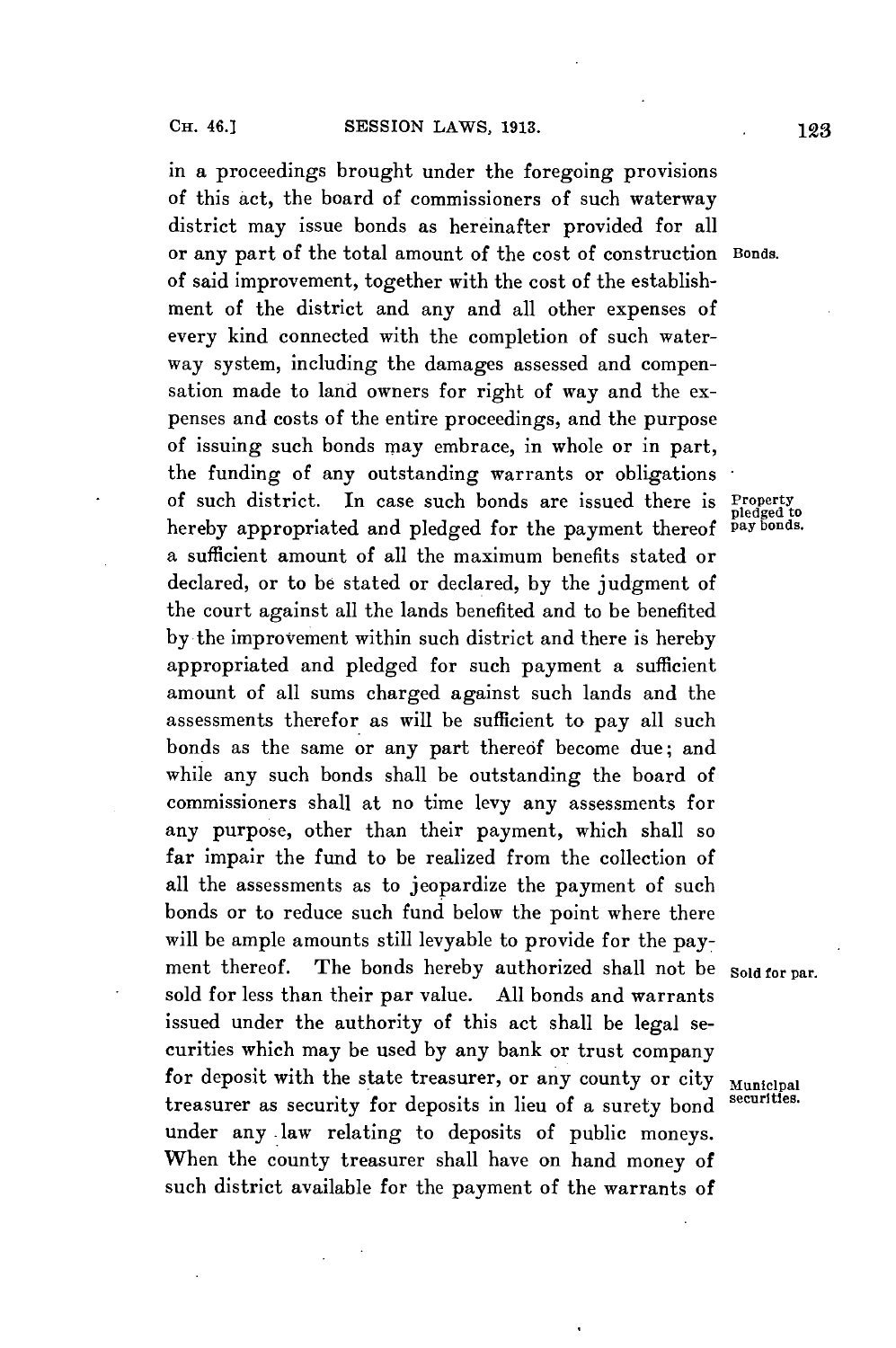in a proceedings brought under the foregoing provisions of this act, the board of commissioners of such waterway district may issue bonds as hereinafter provided for all or any part of the total amount of the cost of construction of said improvement, together with the cost of the establishment of the district and any and all other expenses of every kind connected with the completion of such waterway system, including the damages assessed and compensation made to land owners for right of way and the expenses and costs of the entire proceedings, and the purpose of issuing such bonds may embrace, in whole or in part, the funding of any outstanding warrants or obligations of such district. In case such bonds are issued there is hereby appropriated and pledged for the payment thereof a sufficient amount of all the maximum benefits stated or declared, or to be stated or declared, by the judgment of the court against all the lands benefited and to be benefited by the improvement within such district and there is hereby appropriated and pledged for such payment a sufficient amount of all sums charged against such lands and the assessments therefor as will be sufficient to pay all such bonds as the same or any part thereof become due; and while any such bonds shall be outstanding the board of commissioners shall at no time levy any assessments for any purpose, other than their payment, which shall so far impair the fund to be realized from the collection of all the assessments as to jeopardize the payment of such bonds or to reduce such fund below the point where there will be ample amounts still levyable to provide for the payment thereof. The bonds hereby authorized shall not be sold for less than their par value. All bonds and warrants issued under the authority of this act shall be legal securities which may be used by any bank or trust company for deposit with the state treasurer, or any county or city treasurer as security for deposits in lieu of a surety bond under any law relating to deposits of public moneys. When the county treasurer shall have on hand money of such district available for the payment of the warrants of

Bonds.

Property pledged to pay bonds.

Sold for par.

Municipal securities.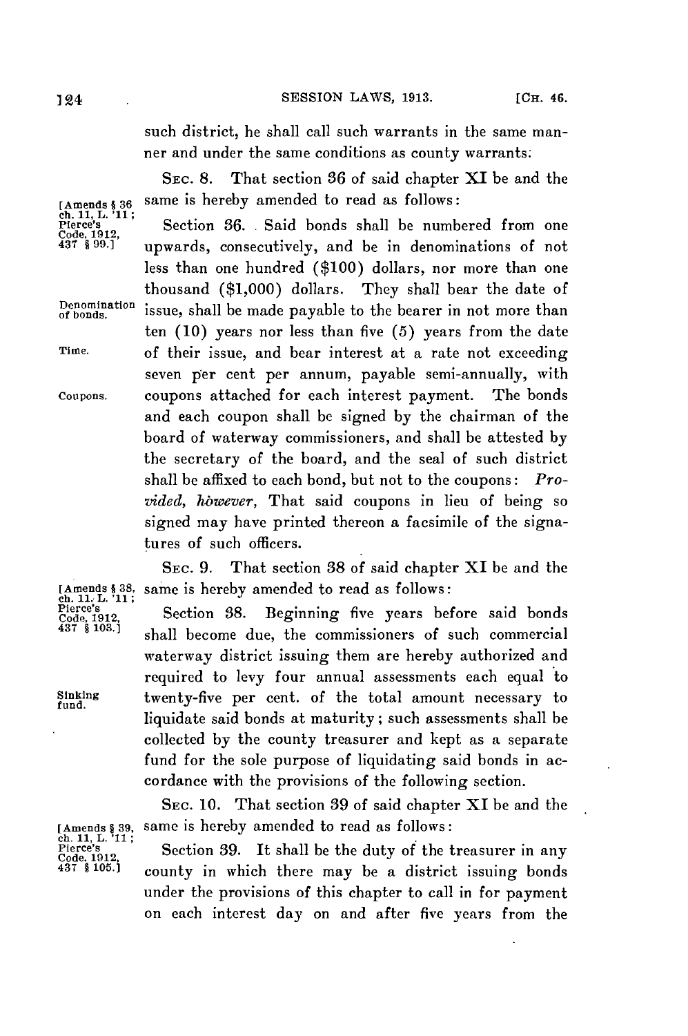such district, he shall call such warrants in the same manner and under the same conditions as county warrants.

SEC. 8. That section 36 of said chapter XI be and the same is hereby amended to read as follows:

[Amends § 36 ch. 11, L. '11; Pierce's Code, 1912, 437 § 99.]

Section 36. Said bonds shall be numbered from one upwards, consecutively, and be in denominations of not less than one hundred ($100) dollars, nor more than one thousand ($1,000) dollars. They shall bear the date of issue, shall be made payable to the bearer in not more than ten (10) years nor less than five (5) years from the date of their issue, and bear interest at a rate not exceeding seven per cent per annum, payable semi-annually, with coupons attached for each interest payment. The bonds and each coupon shall be signed by the chairman of the board of waterway commissioners, and shall be attested by the secretary of the board, and the seal of such district shall be affixed to each bond, but not to the coupons: *Provided, however,* That said coupons in lieu of being so signed may have printed thereon a facsimile of the signatures of such officers.

Denomination of bonds.

Time.

Coupons.

SEC. 9. That section 38 of said chapter XI be and the same is hereby amended to read as follows:

[Amends § 38, ch. 11, L. '11; Pierce's Code, 1912, 437 § 103.]

Section 38. Beginning five years before said bonds shall become due, the commissioners of such commercial waterway district issuing them are hereby authorized and required to levy four annual assessments each equal to twenty-five per cent. of the total amount necessary to liquidate said bonds at maturity; such assessments shall be collected by the county treasurer and kept as a separate fund for the sole purpose of liquidating said bonds in accordance with the provisions of the following section.

Sinking fund.

SEC. 10. That section 39 of said chapter XI be and the same is hereby amended to read as follows:

[Amends § 39, ch. 11, L. '11; Pierce's Code, 1912, 437 § 105.]

Section 39. It shall be the duty of the treasurer in any county in which there may be a district issuing bonds under the provisions of this chapter to call in for payment on each interest day on and after five years from the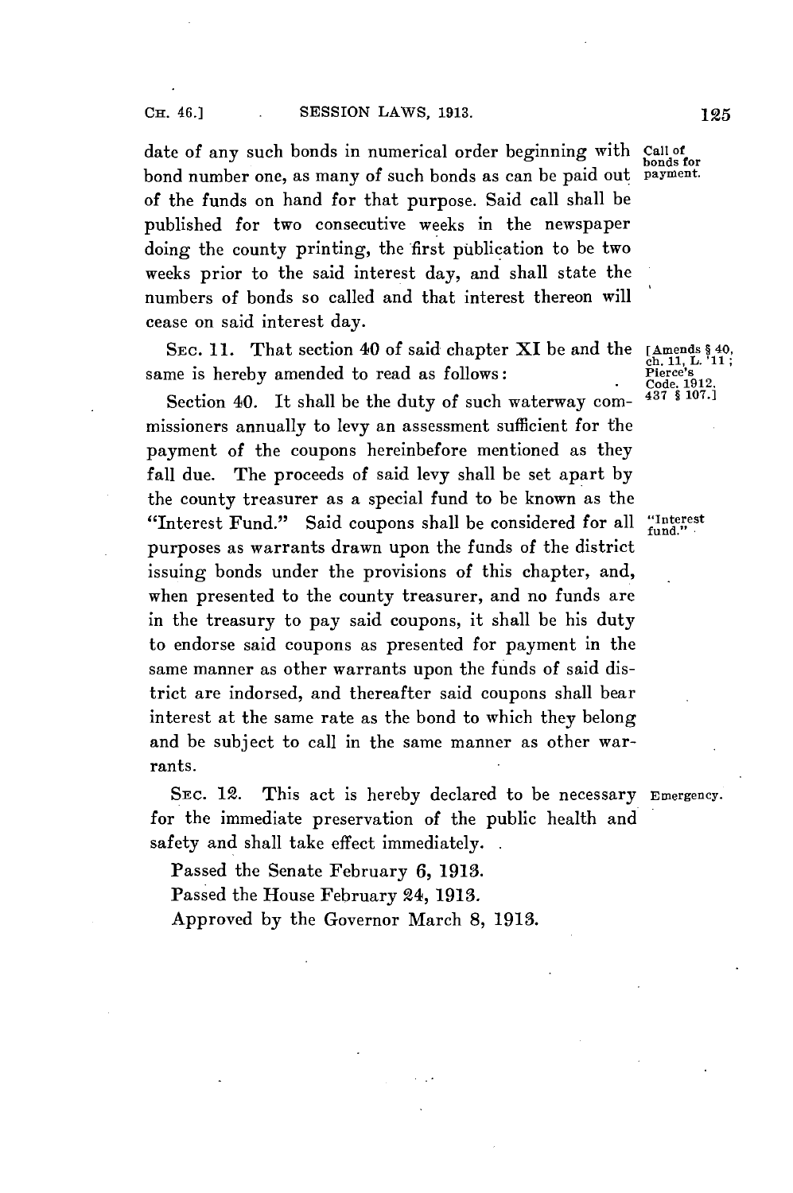date of any such bonds in numerical order beginning with bond number one, as many of such bonds as can be paid out of the funds on hand for that purpose. Said call shall be published for two consecutive weeks in the newspaper doing the county printing, the first publication to be two weeks prior to the said interest day, and shall state the numbers of bonds so called and that interest thereon will cease on said interest day.

Call of bonds for payment.

SEC. 11. That section 40 of said chapter XI be and the same is hereby amended to read as follows:

[Amends § 40, ch. 11, L. '11; Pierce's Code, 1912, 437 § 107.]

Section 40. It shall be the duty of such waterway commissioners annually to levy an assessment sufficient for the payment of the coupons hereinbefore mentioned as they fall due. The proceeds of said levy shall be set apart by the county treasurer as a special fund to be known as the "Interest Fund." Said coupons shall be considered for all purposes as warrants drawn upon the funds of the district issuing bonds under the provisions of this chapter, and, when presented to the county treasurer, and no funds are in the treasury to pay said coupons, it shall be his duty to endorse said coupons as presented for payment in the same manner as other warrants upon the funds of said district are indorsed, and thereafter said coupons shall bear interest at the same rate as the bond to which they belong and be subject to call in the same manner as other warrants.

"Interest fund."

SEC. 12. This act is hereby declared to be necessary for the immediate preservation of the public health and safety and shall take effect immediately.

Emergency.

Passed the Senate February 6, 1913.
Passed the House February 24, 1913.
Approved by the Governor March 8, 1913.